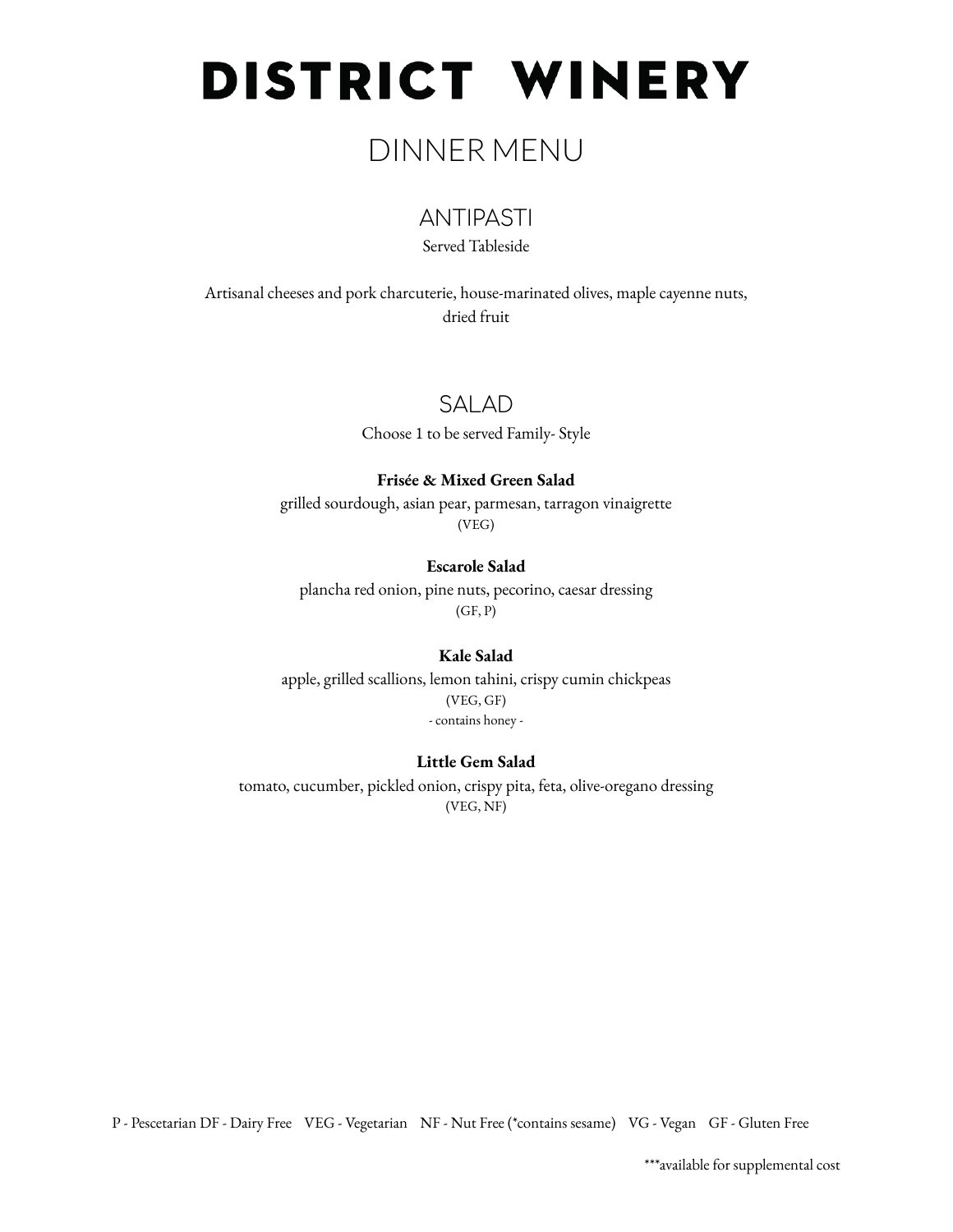# DISTRICT WINERY

## DINNER MENU

### ANTIPASTI

Served Tableside

Artisanal cheeses and pork charcuterie, house-marinated olives, maple cayenne nuts, dried fruit

### SALAD

Choose 1 to be served Family- Style

**Frisée & Mixed Green Salad**
grilled sourdough, asian pear, parmesan, tarragon vinaigrette
(VEG)

**Escarole Salad**
plancha red onion, pine nuts, pecorino, caesar dressing
(GF, P)

**Kale Salad**
apple, grilled scallions, lemon tahini, crispy cumin chickpeas
(VEG, GF)
- contains honey -

**Little Gem Salad**
tomato, cucumber, pickled onion, crispy pita, feta, olive-oregano dressing
(VEG, NF)

P - Pescetarian DF - Dairy Free VEG - Vegetarian NF - Nut Free (*contains sesame) VG - Vegan GF - Gluten Free

***available for supplemental cost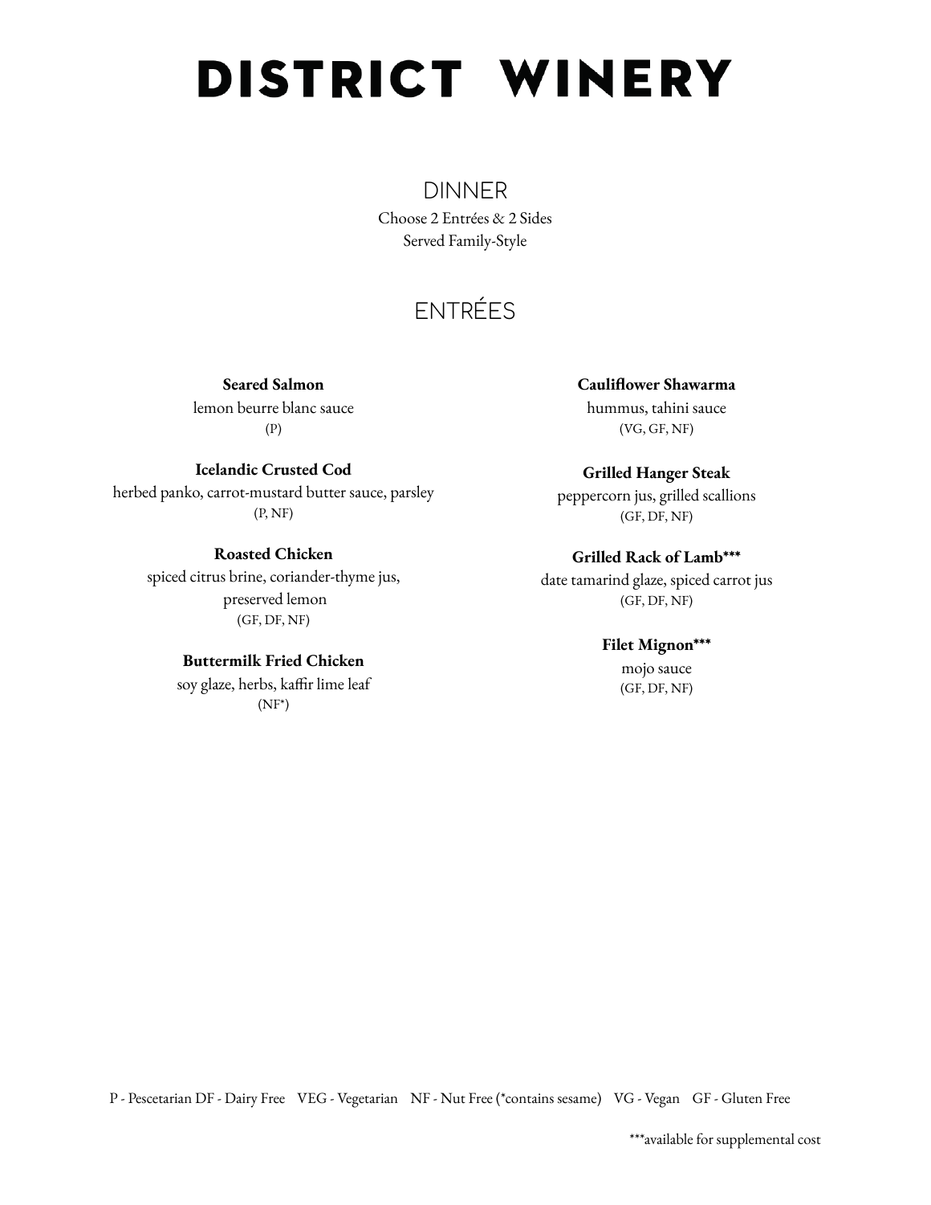# DISTRICT WINERY

## DINNER

Choose 2 Entrées & 2 Sides
Served Family-Style

## ENTRÉES

**Seared Salmon**
lemon beurre blanc sauce
(P)

**Icelandic Crusted Cod**
herbed panko, carrot-mustard butter sauce, parsley
(P, NF)

**Roasted Chicken**
spiced citrus brine, coriander-thyme jus, preserved lemon
(GF, DF, NF)

**Buttermilk Fried Chicken**
soy glaze, herbs, kaffir lime leaf
(NF*)

**Cauliflower Shawarma**
hummus, tahini sauce
(VG, GF, NF)

**Grilled Hanger Steak**
peppercorn jus, grilled scallions
(GF, DF, NF)

**Grilled Rack of Lamb*****
date tamarind glaze, spiced carrot jus
(GF, DF, NF)

**Filet Mignon*****
mojo sauce
(GF, DF, NF)

P - Pescetarian DF - Dairy Free VEG - Vegetarian NF - Nut Free (*contains sesame) VG - Vegan GF - Gluten Free

***available for supplemental cost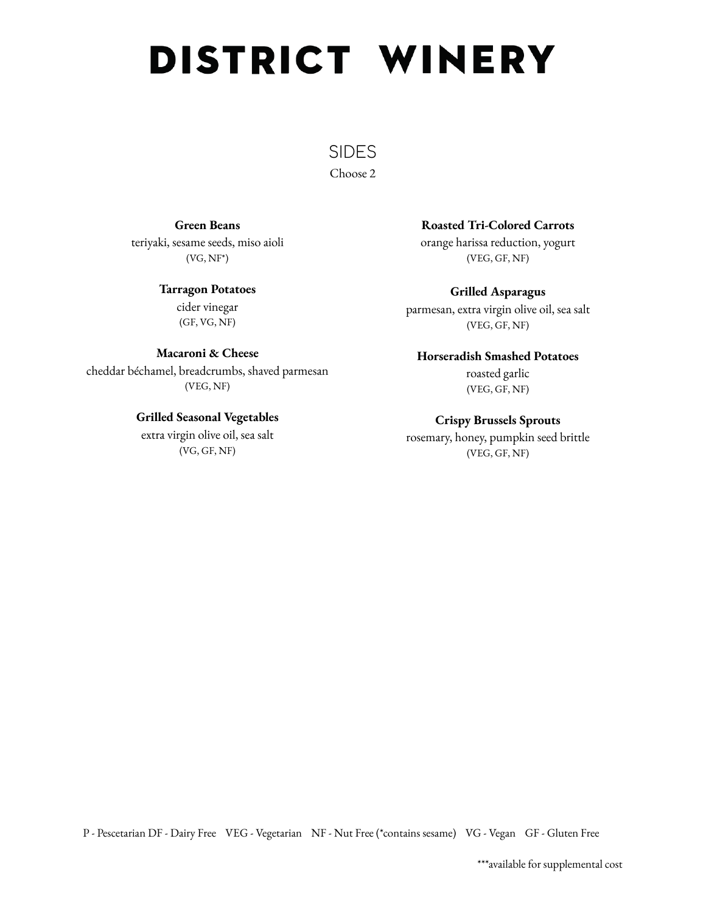# DISTRICT WINERY

## SIDES

Choose 2

**Green Beans**
teriyaki, sesame seeds, miso aioli
(VG, NF*)

**Tarragon Potatoes**
cider vinegar
(GF, VG, NF)

**Macaroni & Cheese**
cheddar béchamel, breadcrumbs, shaved parmesan
(VEG, NF)

**Grilled Seasonal Vegetables**
extra virgin olive oil, sea salt
(VG, GF, NF)

**Roasted Tri-Colored Carrots**
orange harissa reduction, yogurt
(VEG, GF, NF)

**Grilled Asparagus**
parmesan, extra virgin olive oil, sea salt
(VEG, GF, NF)

**Horseradish Smashed Potatoes**
roasted garlic
(VEG, GF, NF)

**Crispy Brussels Sprouts**
rosemary, honey, pumpkin seed brittle
(VEG, GF, NF)

P - Pescetarian DF - Dairy Free VEG - Vegetarian NF - Nut Free (*contains sesame) VG - Vegan GF - Gluten Free

***available for supplemental cost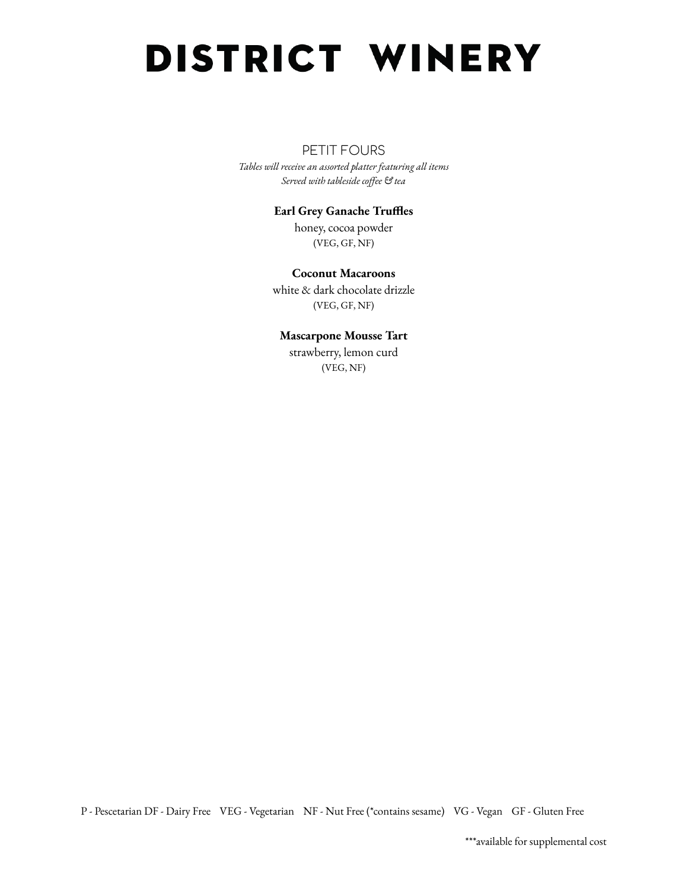# DISTRICT WINERY

## PETIT FOURS

*Tables will receive an assorted platter featuring all items*
*Served with tableside coffee & tea*

**Earl Grey Ganache Truffles**
honey, cocoa powder
(VEG, GF, NF)

**Coconut Macaroons**
white & dark chocolate drizzle
(VEG, GF, NF)

**Mascarpone Mousse Tart**
strawberry, lemon curd
(VEG, NF)

P - Pescetarian DF - Dairy Free VEG - Vegetarian NF - Nut Free (*contains sesame) VG - Vegan GF - Gluten Free

***available for supplemental cost